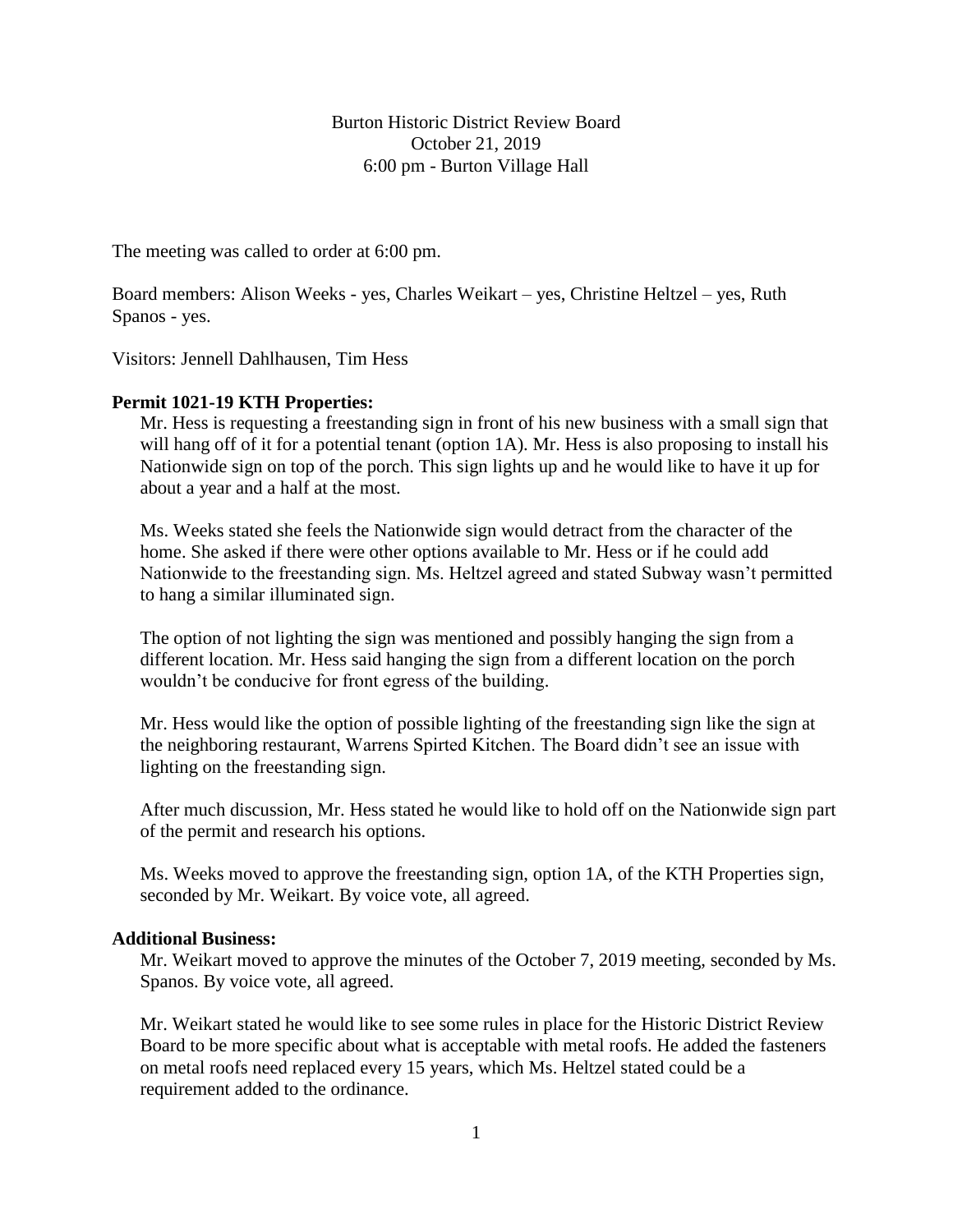Burton Historic District Review Board
October 21, 2019
6:00 pm - Burton Village Hall

The meeting was called to order at 6:00 pm.

Board members: Alison Weeks - yes, Charles Weikart – yes, Christine Heltzel – yes, Ruth Spanos - yes.

Visitors: Jennell Dahlhausen, Tim Hess

**Permit 1021-19 KTH Properties:**

Mr. Hess is requesting a freestanding sign in front of his new business with a small sign that will hang off of it for a potential tenant (option 1A). Mr. Hess is also proposing to install his Nationwide sign on top of the porch. This sign lights up and he would like to have it up for about a year and a half at the most.

Ms. Weeks stated she feels the Nationwide sign would detract from the character of the home. She asked if there were other options available to Mr. Hess or if he could add Nationwide to the freestanding sign. Ms. Heltzel agreed and stated Subway wasn't permitted to hang a similar illuminated sign.

The option of not lighting the sign was mentioned and possibly hanging the sign from a different location. Mr. Hess said hanging the sign from a different location on the porch wouldn't be conducive for front egress of the building.

Mr. Hess would like the option of possible lighting of the freestanding sign like the sign at the neighboring restaurant, Warrens Spirted Kitchen. The Board didn't see an issue with lighting on the freestanding sign.

After much discussion, Mr. Hess stated he would like to hold off on the Nationwide sign part of the permit and research his options.

Ms. Weeks moved to approve the freestanding sign, option 1A, of the KTH Properties sign, seconded by Mr. Weikart. By voice vote, all agreed.

**Additional Business:**

Mr. Weikart moved to approve the minutes of the October 7, 2019 meeting, seconded by Ms. Spanos. By voice vote, all agreed.

Mr. Weikart stated he would like to see some rules in place for the Historic District Review Board to be more specific about what is acceptable with metal roofs. He added the fasteners on metal roofs need replaced every 15 years, which Ms. Heltzel stated could be a requirement added to the ordinance.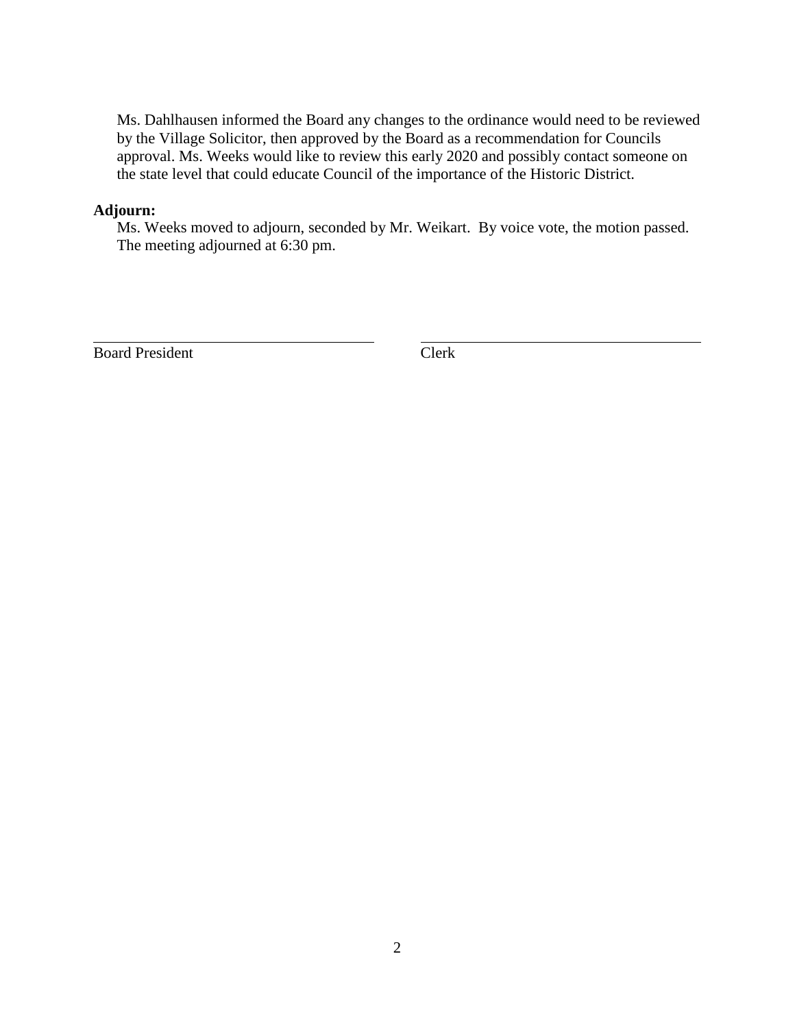Ms. Dahlhausen informed the Board any changes to the ordinance would need to be reviewed by the Village Solicitor, then approved by the Board as a recommendation for Councils approval. Ms. Weeks would like to review this early 2020 and possibly contact someone on the state level that could educate Council of the importance of the Historic District.

**Adjourn:**

Ms. Weeks moved to adjourn, seconded by Mr. Weikart. By voice vote, the motion passed. The meeting adjourned at 6:30 pm.

Board President

Clerk